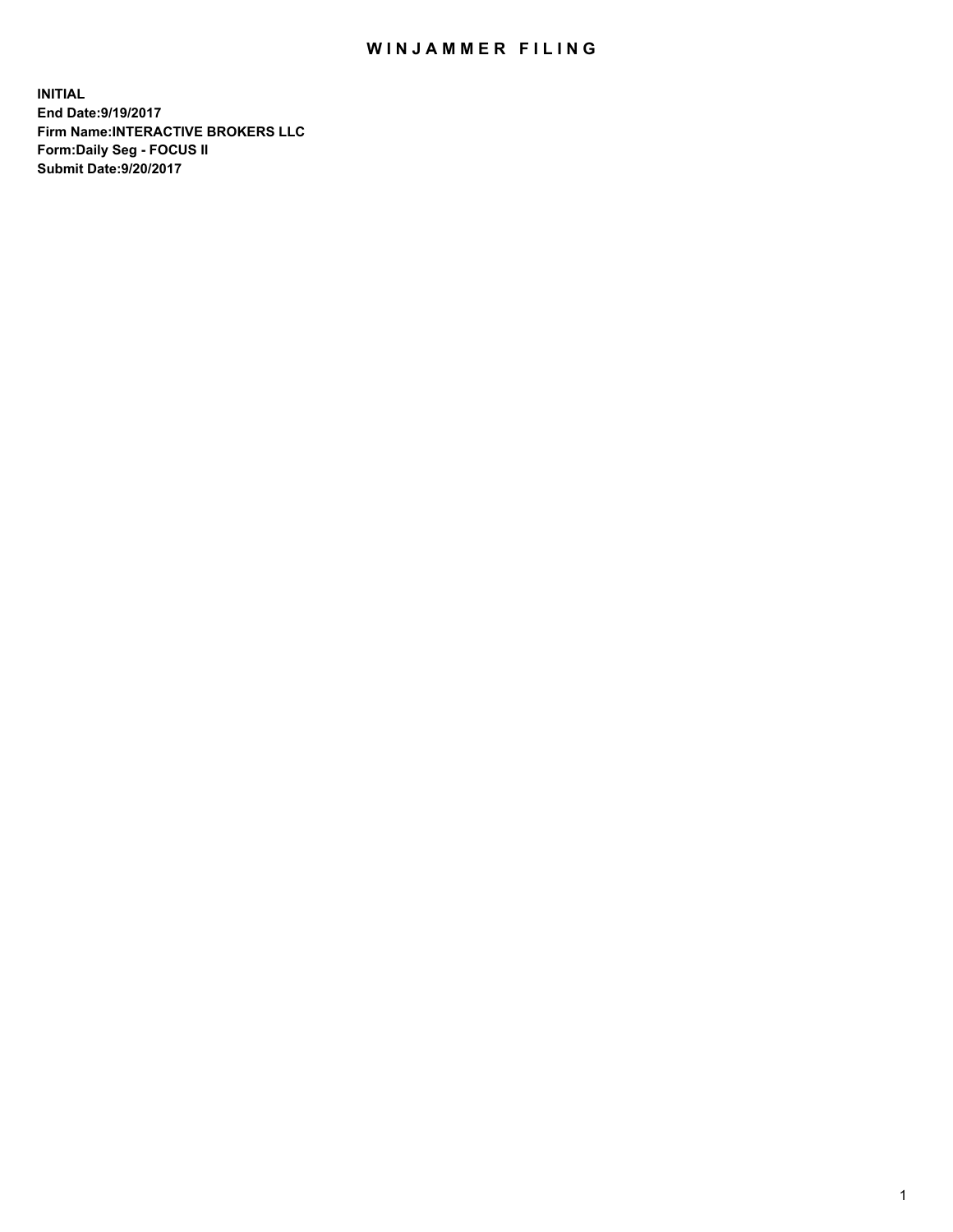# WINJAMMER FILING

**INITIAL**
**End Date:9/19/2017**
**Firm Name:INTERACTIVE BROKERS LLC**
**Form:Daily Seg - FOCUS II**
**Submit Date:9/20/2017**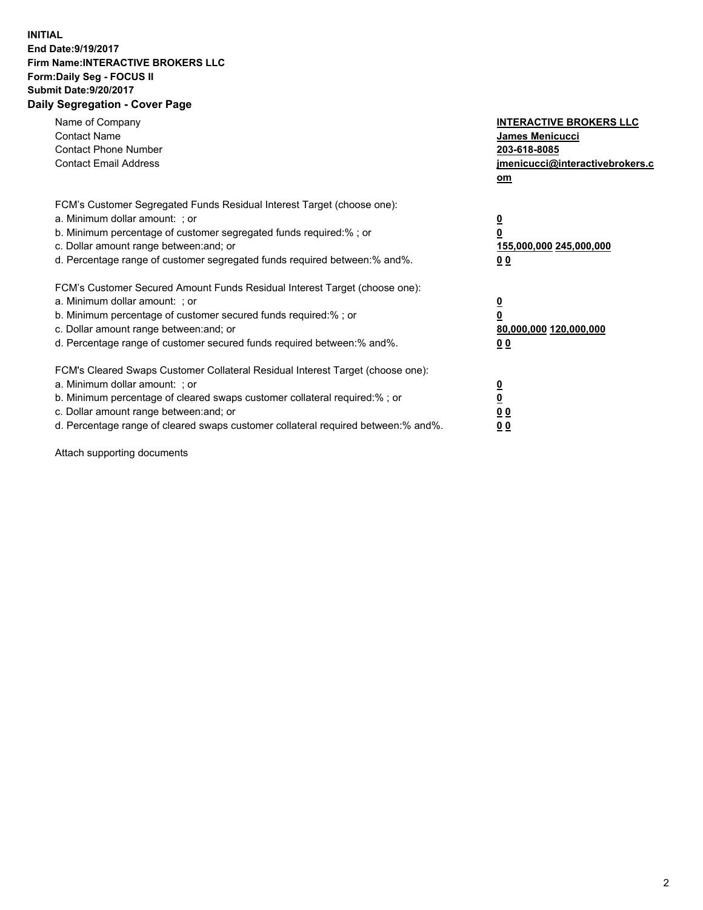**INITIAL**
**End Date:9/19/2017**
**Firm Name:INTERACTIVE BROKERS LLC**
**Form:Daily Seg - FOCUS II**
**Submit Date:9/20/2017**
**Daily Segregation - Cover Page**

| | |
|---|---|
| Name of Company | **INTERACTIVE BROKERS LLC** |
| Contact Name | **James Menicucci** |
| Contact Phone Number | **203-618-8085** |
| Contact Email Address | **jmenicucci@interactivebrokers.com** |

FCM's Customer Segregated Funds Residual Interest Target (choose one):

| | |
|---|---|
| a. Minimum dollar amount: ; or | **0** |
| b. Minimum percentage of customer segregated funds required:% ; or | **0** |
| c. Dollar amount range between:and; or | **155,000,000 245,000,000** |
| d. Percentage range of customer segregated funds required between:% and%. | **0 0** |

FCM's Customer Secured Amount Funds Residual Interest Target (choose one):

| | |
|---|---|
| a. Minimum dollar amount: ; or | **0** |
| b. Minimum percentage of customer secured funds required:% ; or | **0** |
| c. Dollar amount range between:and; or | **80,000,000 120,000,000** |
| d. Percentage range of customer secured funds required between:% and%. | **0 0** |

FCM's Cleared Swaps Customer Collateral Residual Interest Target (choose one):

| | |
|---|---|
| a. Minimum dollar amount: ; or | **0** |
| b. Minimum percentage of cleared swaps customer collateral required:% ; or | **0** |
| c. Dollar amount range between:and; or | **0 0** |
| d. Percentage range of cleared swaps customer collateral required between:% and%. | **0 0** |

Attach supporting documents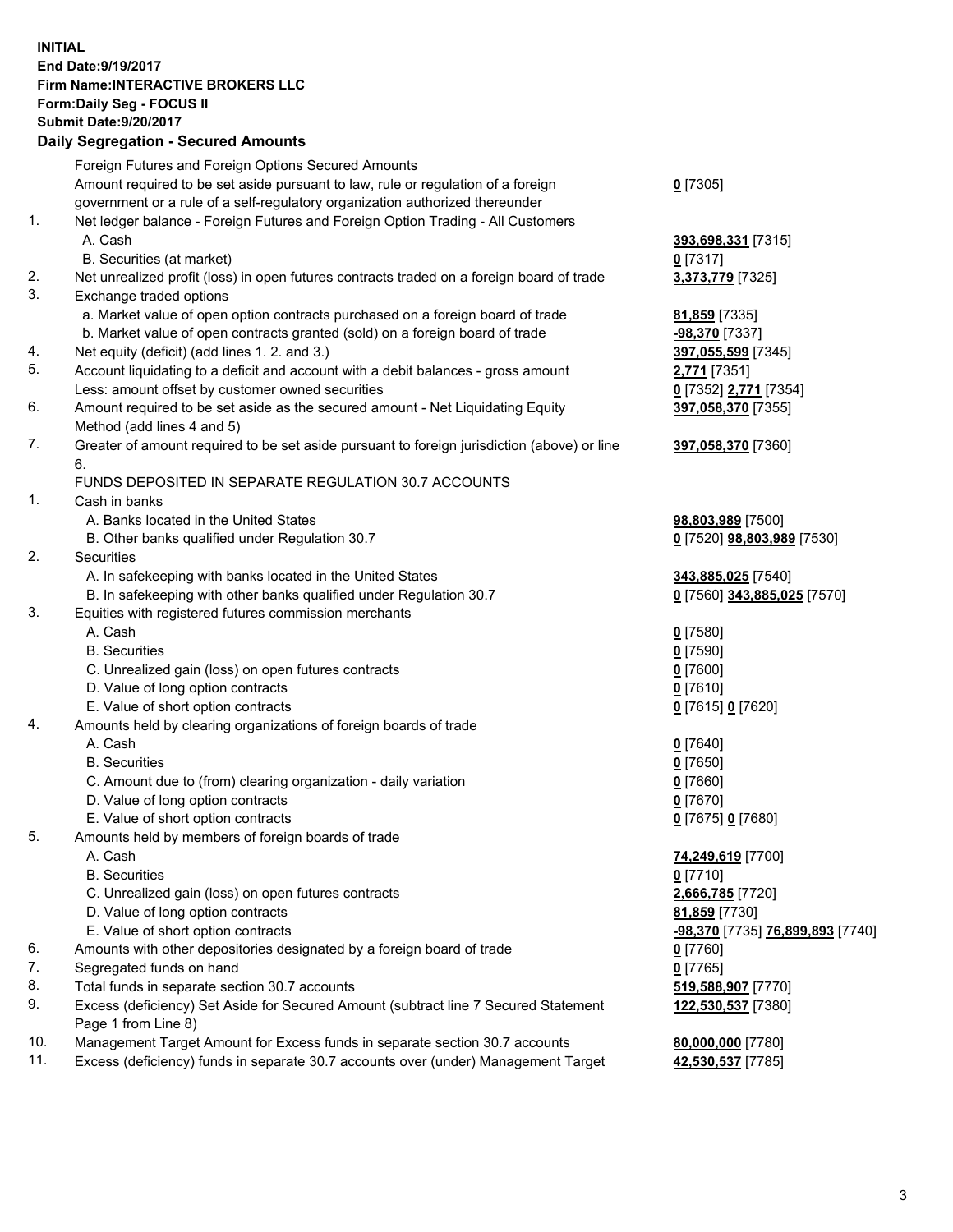**INITIAL**
**End Date:9/19/2017**
**Firm Name:INTERACTIVE BROKERS LLC**
**Form:Daily Seg - FOCUS II**
**Submit Date:9/20/2017**

### Daily Segregation - Secured Amounts

| | | |
|---|---|---|
| | Foreign Futures and Foreign Options Secured Amounts | |
| | Amount required to be set aside pursuant to law, rule or regulation of a foreign government or a rule of a self-regulatory organization authorized thereunder | **0** [7305] |
| 1. | Net ledger balance - Foreign Futures and Foreign Option Trading - All Customers | |
| | A. Cash | **393,698,331** [7315] |
| | B. Securities (at market) | **0** [7317] |
| 2. | Net unrealized profit (loss) in open futures contracts traded on a foreign board of trade | **3,373,779** [7325] |
| 3. | Exchange traded options | |
| | a. Market value of open option contracts purchased on a foreign board of trade | **81,859** [7335] |
| | b. Market value of open contracts granted (sold) on a foreign board of trade | **-98,370** [7337] |
| 4. | Net equity (deficit) (add lines 1. 2. and 3.) | **397,055,599** [7345] |
| 5. | Account liquidating to a deficit and account with a debit balances - gross amount | **2,771** [7351] |
| | Less: amount offset by customer owned securities | **0** [7352] **2,771** [7354] |
| 6. | Amount required to be set aside as the secured amount - Net Liquidating Equity Method (add lines 4 and 5) | **397,058,370** [7355] |
| 7. | Greater of amount required to be set aside pursuant to foreign jurisdiction (above) or line 6. | **397,058,370** [7360] |
| | FUNDS DEPOSITED IN SEPARATE REGULATION 30.7 ACCOUNTS | |
| 1. | Cash in banks | |
| | A. Banks located in the United States | **98,803,989** [7500] |
| | B. Other banks qualified under Regulation 30.7 | **0** [7520] **98,803,989** [7530] |
| 2. | Securities | |
| | A. In safekeeping with banks located in the United States | **343,885,025** [7540] |
| | B. In safekeeping with other banks qualified under Regulation 30.7 | **0** [7560] **343,885,025** [7570] |
| 3. | Equities with registered futures commission merchants | |
| | A. Cash | **0** [7580] |
| | B. Securities | **0** [7590] |
| | C. Unrealized gain (loss) on open futures contracts | **0** [7600] |
| | D. Value of long option contracts | **0** [7610] |
| | E. Value of short option contracts | **0** [7615] **0** [7620] |
| 4. | Amounts held by clearing organizations of foreign boards of trade | |
| | A. Cash | **0** [7640] |
| | B. Securities | **0** [7650] |
| | C. Amount due to (from) clearing organization - daily variation | **0** [7660] |
| | D. Value of long option contracts | **0** [7670] |
| | E. Value of short option contracts | **0** [7675] **0** [7680] |
| 5. | Amounts held by members of foreign boards of trade | |
| | A. Cash | **74,249,619** [7700] |
| | B. Securities | **0** [7710] |
| | C. Unrealized gain (loss) on open futures contracts | **2,666,785** [7720] |
| | D. Value of long option contracts | **81,859** [7730] |
| | E. Value of short option contracts | **-98,370** [7735] **76,899,893** [7740] |
| 6. | Amounts with other depositories designated by a foreign board of trade | **0** [7760] |
| 7. | Segregated funds on hand | **0** [7765] |
| 8. | Total funds in separate section 30.7 accounts | **519,588,907** [7770] |
| 9. | Excess (deficiency) Set Aside for Secured Amount (subtract line 7 Secured Statement Page 1 from Line 8) | **122,530,537** [7380] |
| 10. | Management Target Amount for Excess funds in separate section 30.7 accounts | **80,000,000** [7780] |
| 11. | Excess (deficiency) funds in separate 30.7 accounts over (under) Management Target | **42,530,537** [7785] |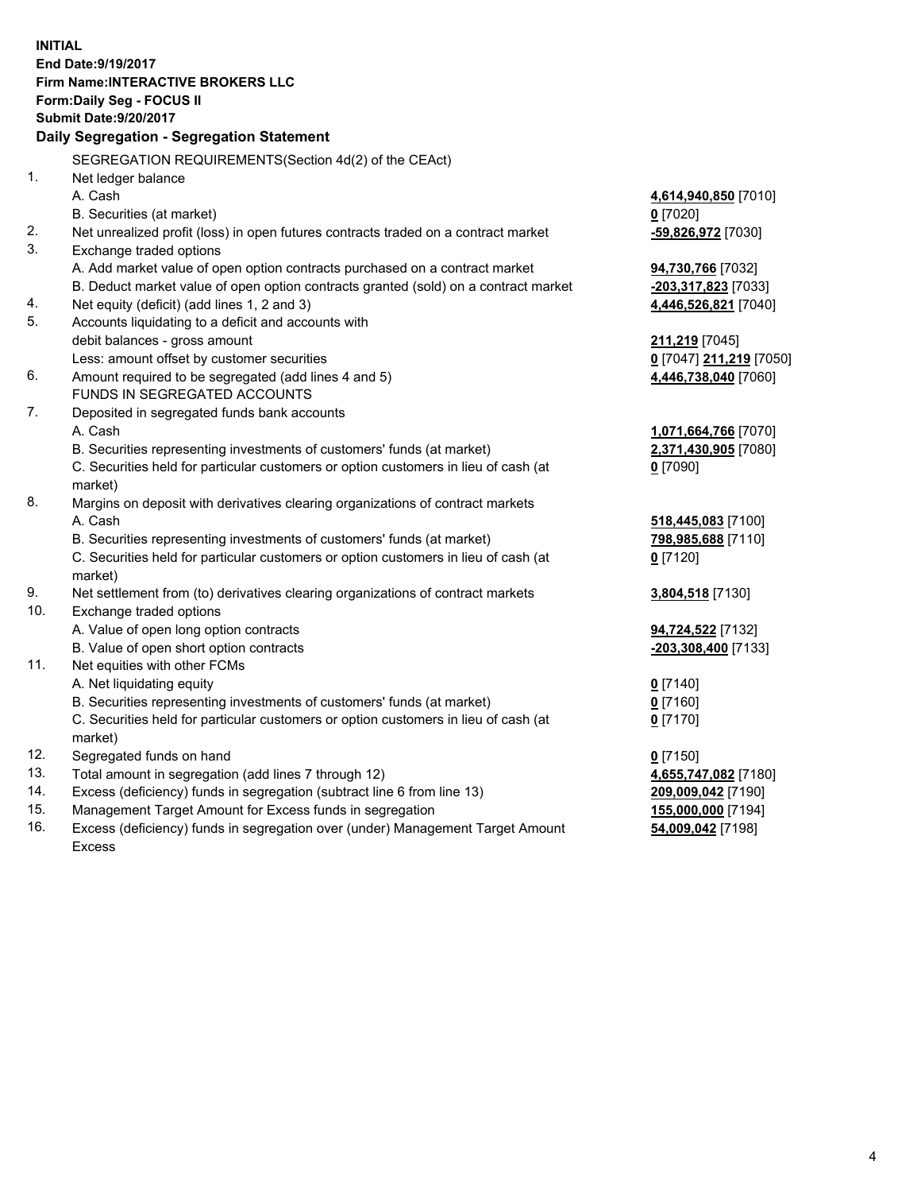**INITIAL**
**End Date:9/19/2017**
**Firm Name:INTERACTIVE BROKERS LLC**
**Form:Daily Seg - FOCUS II**
**Submit Date:9/20/2017**

**Daily Segregation - Segregation Statement**

| | | |
|---|---|---|
| | SEGREGATION REQUIREMENTS(Section 4d(2) of the CEAct) | |
| 1. | Net ledger balance | |
| | A. Cash | **4,614,940,850** [7010] |
| | B. Securities (at market) | **0** [7020] |
| 2. | Net unrealized profit (loss) in open futures contracts traded on a contract market | **-59,826,972** [7030] |
| 3. | Exchange traded options | |
| | A. Add market value of open option contracts purchased on a contract market | **94,730,766** [7032] |
| | B. Deduct market value of open option contracts granted (sold) on a contract market | **-203,317,823** [7033] |
| 4. | Net equity (deficit) (add lines 1, 2 and 3) | **4,446,526,821** [7040] |
| 5. | Accounts liquidating to a deficit and accounts with debit balances - gross amount | **211,219** [7045] |
| | Less: amount offset by customer securities | **0** [7047] **211,219** [7050] |
| 6. | Amount required to be segregated (add lines 4 and 5) | **4,446,738,040** [7060] |
| | FUNDS IN SEGREGATED ACCOUNTS | |
| 7. | Deposited in segregated funds bank accounts | |
| | A. Cash | **1,071,664,766** [7070] |
| | B. Securities representing investments of customers' funds (at market) | **2,371,430,905** [7080] |
| | C. Securities held for particular customers or option customers in lieu of cash (at market) | **0** [7090] |
| 8. | Margins on deposit with derivatives clearing organizations of contract markets | |
| | A. Cash | **518,445,083** [7100] |
| | B. Securities representing investments of customers' funds (at market) | **798,985,688** [7110] |
| | C. Securities held for particular customers or option customers in lieu of cash (at market) | **0** [7120] |
| 9. | Net settlement from (to) derivatives clearing organizations of contract markets | **3,804,518** [7130] |
| 10. | Exchange traded options | |
| | A. Value of open long option contracts | **94,724,522** [7132] |
| | B. Value of open short option contracts | **-203,308,400** [7133] |
| 11. | Net equities with other FCMs | |
| | A. Net liquidating equity | **0** [7140] |
| | B. Securities representing investments of customers' funds (at market) | **0** [7160] |
| | C. Securities held for particular customers or option customers in lieu of cash (at market) | **0** [7170] |
| 12. | Segregated funds on hand | **0** [7150] |
| 13. | Total amount in segregation (add lines 7 through 12) | **4,655,747,082** [7180] |
| 14. | Excess (deficiency) funds in segregation (subtract line 6 from line 13) | **209,009,042** [7190] |
| 15. | Management Target Amount for Excess funds in segregation | **155,000,000** [7194] |
| 16. | Excess (deficiency) funds in segregation over (under) Management Target Amount Excess | **54,009,042** [7198] |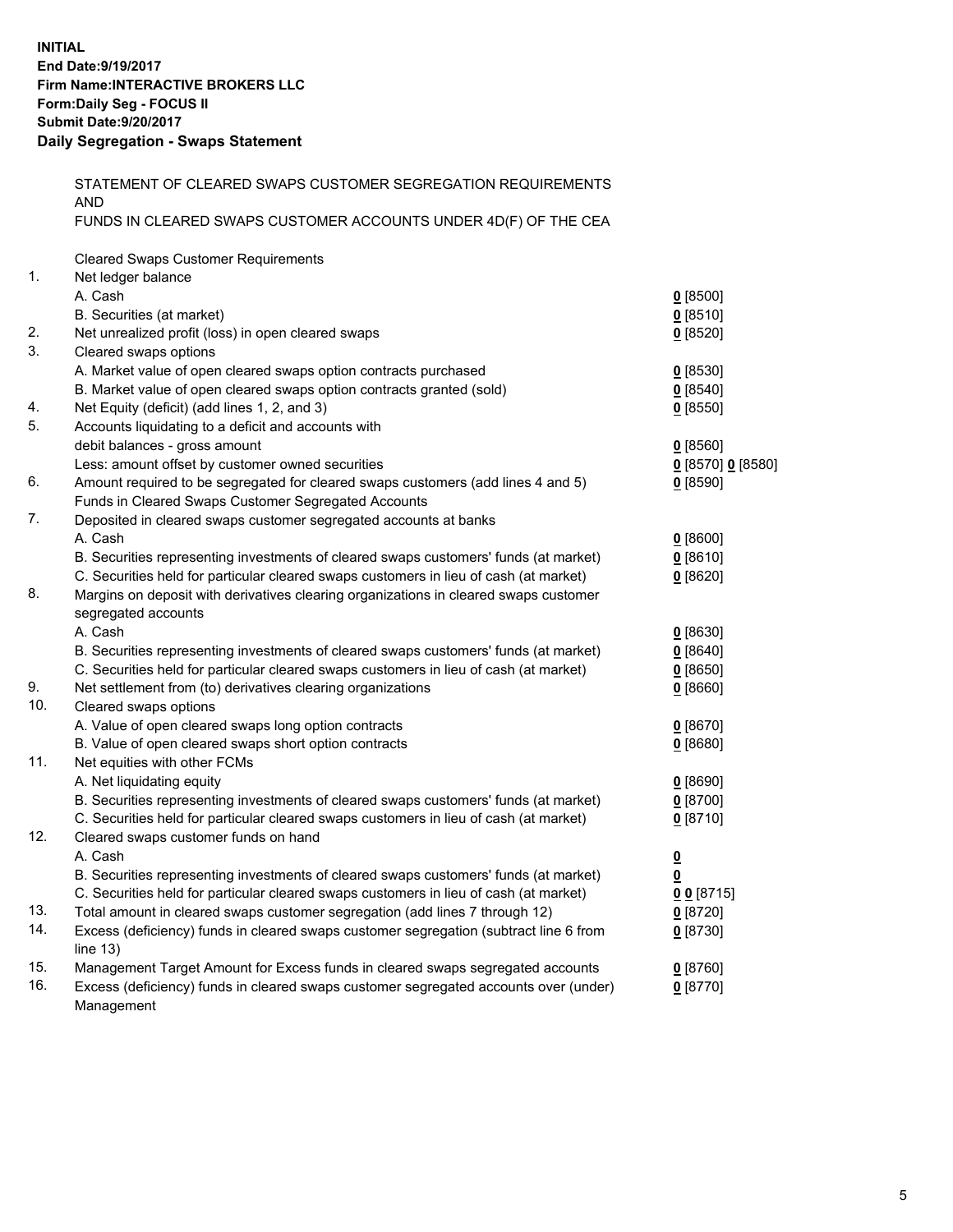**INITIAL**
**End Date:9/19/2017**
**Firm Name:INTERACTIVE BROKERS LLC**
**Form:Daily Seg - FOCUS II**
**Submit Date:9/20/2017**
**Daily Segregation - Swaps Statement**

STATEMENT OF CLEARED SWAPS CUSTOMER SEGREGATION REQUIREMENTS
AND
FUNDS IN CLEARED SWAPS CUSTOMER ACCOUNTS UNDER 4D(F) OF THE CEA

| | | |
|---|---|---|
| | Cleared Swaps Customer Requirements | |
| 1. | Net ledger balance | |
| | A. Cash | 0 [8500] |
| | B. Securities (at market) | 0 [8510] |
| 2. | Net unrealized profit (loss) in open cleared swaps | 0 [8520] |
| 3. | Cleared swaps options | |
| | A. Market value of open cleared swaps option contracts purchased | 0 [8530] |
| | B. Market value of open cleared swaps option contracts granted (sold) | 0 [8540] |
| 4. | Net Equity (deficit) (add lines 1, 2, and 3) | 0 [8550] |
| 5. | Accounts liquidating to a deficit and accounts with | |
| | debit balances - gross amount | 0 [8560] |
| | Less: amount offset by customer owned securities | 0 [8570] 0 [8580] |
| 6. | Amount required to be segregated for cleared swaps customers (add lines 4 and 5) | 0 [8590] |
| | Funds in Cleared Swaps Customer Segregated Accounts | |
| 7. | Deposited in cleared swaps customer segregated accounts at banks | |
| | A. Cash | 0 [8600] |
| | B. Securities representing investments of cleared swaps customers' funds (at market) | 0 [8610] |
| | C. Securities held for particular cleared swaps customers in lieu of cash (at market) | 0 [8620] |
| 8. | Margins on deposit with derivatives clearing organizations in cleared swaps customer segregated accounts | |
| | A. Cash | 0 [8630] |
| | B. Securities representing investments of cleared swaps customers' funds (at market) | 0 [8640] |
| | C. Securities held for particular cleared swaps customers in lieu of cash (at market) | 0 [8650] |
| 9. | Net settlement from (to) derivatives clearing organizations | 0 [8660] |
| 10. | Cleared swaps options | |
| | A. Value of open cleared swaps long option contracts | 0 [8670] |
| | B. Value of open cleared swaps short option contracts | 0 [8680] |
| 11. | Net equities with other FCMs | |
| | A. Net liquidating equity | 0 [8690] |
| | B. Securities representing investments of cleared swaps customers' funds (at market) | 0 [8700] |
| | C. Securities held for particular cleared swaps customers in lieu of cash (at market) | 0 [8710] |
| 12. | Cleared swaps customer funds on hand | |
| | A. Cash | 0 |
| | B. Securities representing investments of cleared swaps customers' funds (at market) | 0 |
| | C. Securities held for particular cleared swaps customers in lieu of cash (at market) | 0 0 [8715] |
| 13. | Total amount in cleared swaps customer segregation (add lines 7 through 12) | 0 [8720] |
| 14. | Excess (deficiency) funds in cleared swaps customer segregation (subtract line 6 from line 13) | 0 [8730] |
| 15. | Management Target Amount for Excess funds in cleared swaps segregated accounts | 0 [8760] |
| 16. | Excess (deficiency) funds in cleared swaps customer segregated accounts over (under) Management | 0 [8770] |